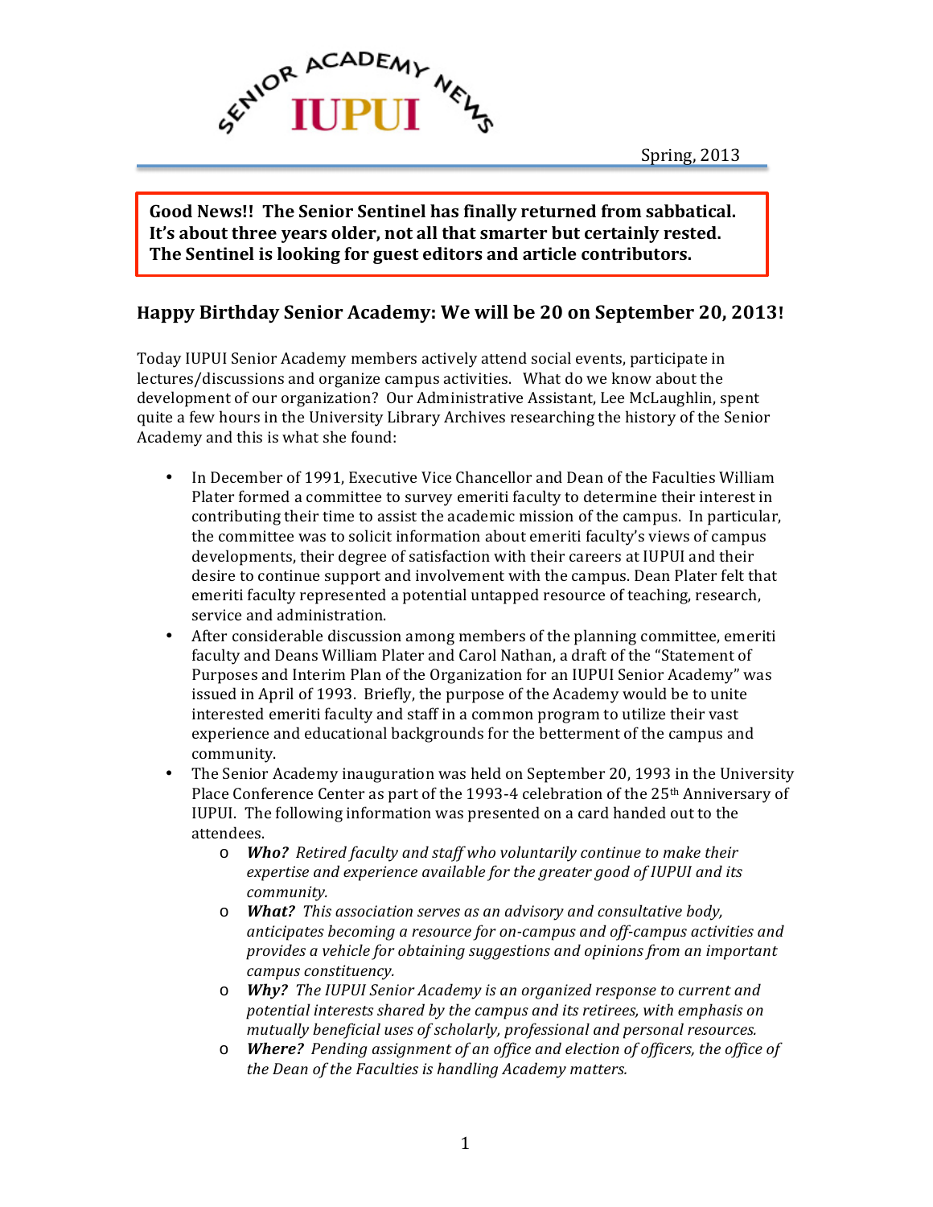# SENIOR ACADEMY NEWS IUPUI

Spring, 2013

**Good News!! The Senior Sentinel has finally returned from sabbatical. It's about three years older, not all that smarter but certainly rested. The Sentinel is looking for guest editors and article contributors.**

## Happy Birthday Senior Academy: We will be 20 on September 20, 2013!

Today IUPUI Senior Academy members actively attend social events, participate in lectures/discussions and organize campus activities. What do we know about the development of our organization? Our Administrative Assistant, Lee McLaughlin, spent quite a few hours in the University Library Archives researching the history of the Senior Academy and this is what she found:

- In December of 1991, Executive Vice Chancellor and Dean of the Faculties William Plater formed a committee to survey emeriti faculty to determine their interest in contributing their time to assist the academic mission of the campus. In particular, the committee was to solicit information about emeriti faculty's views of campus developments, their degree of satisfaction with their careers at IUPUI and their desire to continue support and involvement with the campus. Dean Plater felt that emeriti faculty represented a potential untapped resource of teaching, research, service and administration.
- After considerable discussion among members of the planning committee, emeriti faculty and Deans William Plater and Carol Nathan, a draft of the "Statement of Purposes and Interim Plan of the Organization for an IUPUI Senior Academy" was issued in April of 1993. Briefly, the purpose of the Academy would be to unite interested emeriti faculty and staff in a common program to utilize their vast experience and educational backgrounds for the betterment of the campus and community.
- The Senior Academy inauguration was held on September 20, 1993 in the University Place Conference Center as part of the 1993-4 celebration of the 25th Anniversary of IUPUI. The following information was presented on a card handed out to the attendees.
  - ***Who?*** *Retired faculty and staff who voluntarily continue to make their expertise and experience available for the greater good of IUPUI and its community.*
  - ***What?*** *This association serves as an advisory and consultative body, anticipates becoming a resource for on-campus and off-campus activities and provides a vehicle for obtaining suggestions and opinions from an important campus constituency.*
  - ***Why?*** *The IUPUI Senior Academy is an organized response to current and potential interests shared by the campus and its retirees, with emphasis on mutually beneficial uses of scholarly, professional and personal resources.*
  - ***Where?*** *Pending assignment of an office and election of officers, the office of the Dean of the Faculties is handling Academy matters.*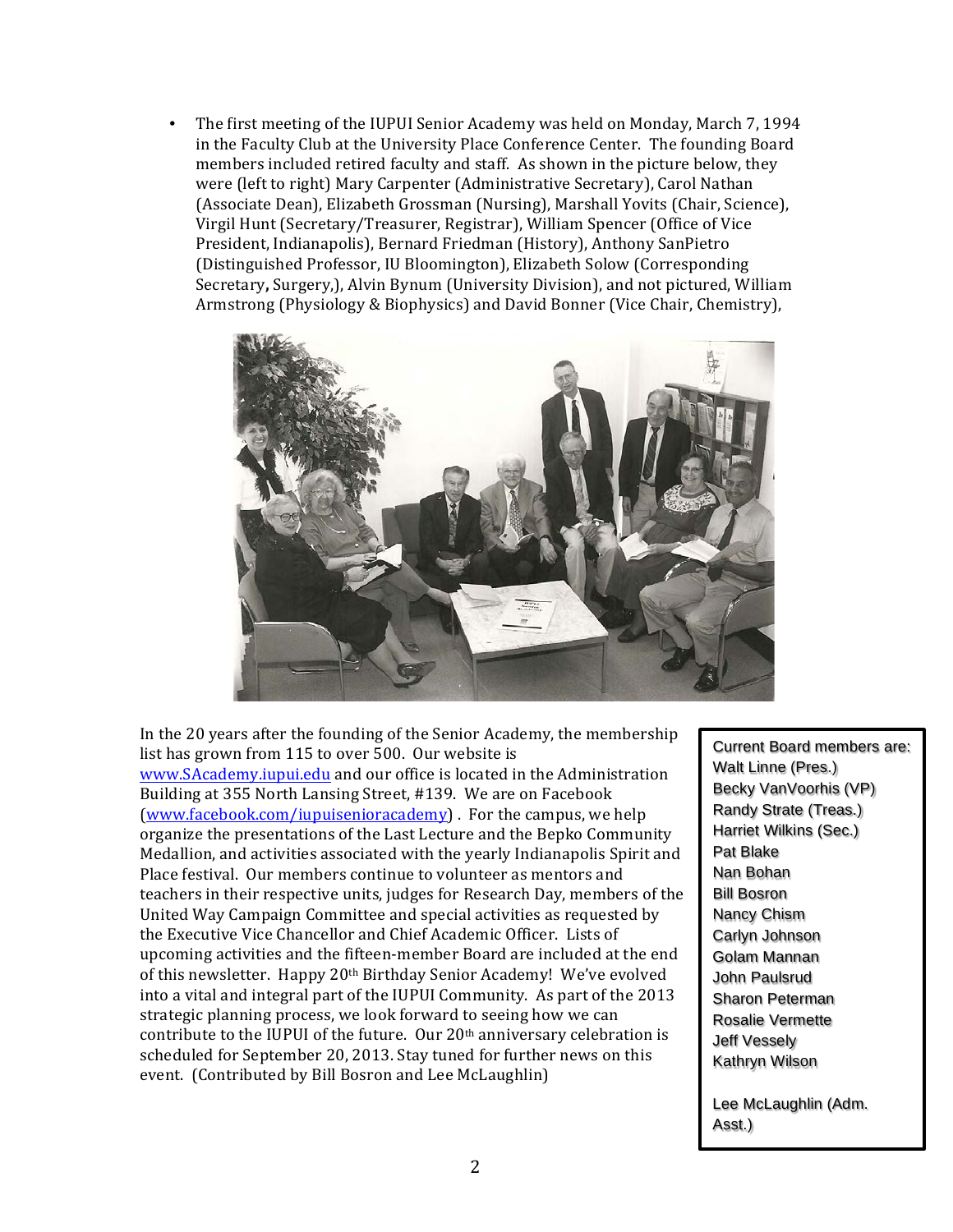- The first meeting of the IUPUI Senior Academy was held on Monday, March 7, 1994 in the Faculty Club at the University Place Conference Center. The founding Board members included retired faculty and staff. As shown in the picture below, they were (left to right) Mary Carpenter (Administrative Secretary), Carol Nathan (Associate Dean), Elizabeth Grossman (Nursing), Marshall Yovits (Chair, Science), Virgil Hunt (Secretary/Treasurer, Registrar), William Spencer (Office of Vice President, Indianapolis), Bernard Friedman (History), Anthony SanPietro (Distinguished Professor, IU Bloomington), Elizabeth Solow (Corresponding Secretary**,** Surgery,), Alvin Bynum (University Division), and not pictured, William Armstrong (Physiology & Biophysics) and David Bonner (Vice Chair, Chemistry),

In the 20 years after the founding of the Senior Academy, the membership list has grown from 115 to over 500. Our website is [www.SAcademy.iupui.edu](http://www.SAcademy.iupui.edu) and our office is located in the Administration Building at 355 North Lansing Street, #139. We are on Facebook ([www.facebook.com/iupuisenioracademy](http://www.facebook.com/iupuisenioracademy)) . For the campus, we help organize the presentations of the Last Lecture and the Bepko Community Medallion, and activities associated with the yearly Indianapolis Spirit and Place festival. Our members continue to volunteer as mentors and teachers in their respective units, judges for Research Day, members of the United Way Campaign Committee and special activities as requested by the Executive Vice Chancellor and Chief Academic Officer. Lists of upcoming activities and the fifteen-member Board are included at the end of this newsletter. Happy 20th Birthday Senior Academy! We've evolved into a vital and integral part of the IUPUI Community. As part of the 2013 strategic planning process, we look forward to seeing how we can contribute to the IUPUI of the future. Our 20th anniversary celebration is scheduled for September 20, 2013. Stay tuned for further news on this event. (Contributed by Bill Bosron and Lee McLaughlin)

Current Board members are:
Walt Linne (Pres.)
Becky VanVoorhis (VP)
Randy Strate (Treas.)
Harriet Wilkins (Sec.)
Pat Blake
Nan Bohan
Bill Bosron
Nancy Chism
Carlyn Johnson
Golam Mannan
John Paulsrud
Sharon Peterman
Rosalie Vermette
Jeff Vessely
Kathryn Wilson

Lee McLaughlin (Adm. Asst.)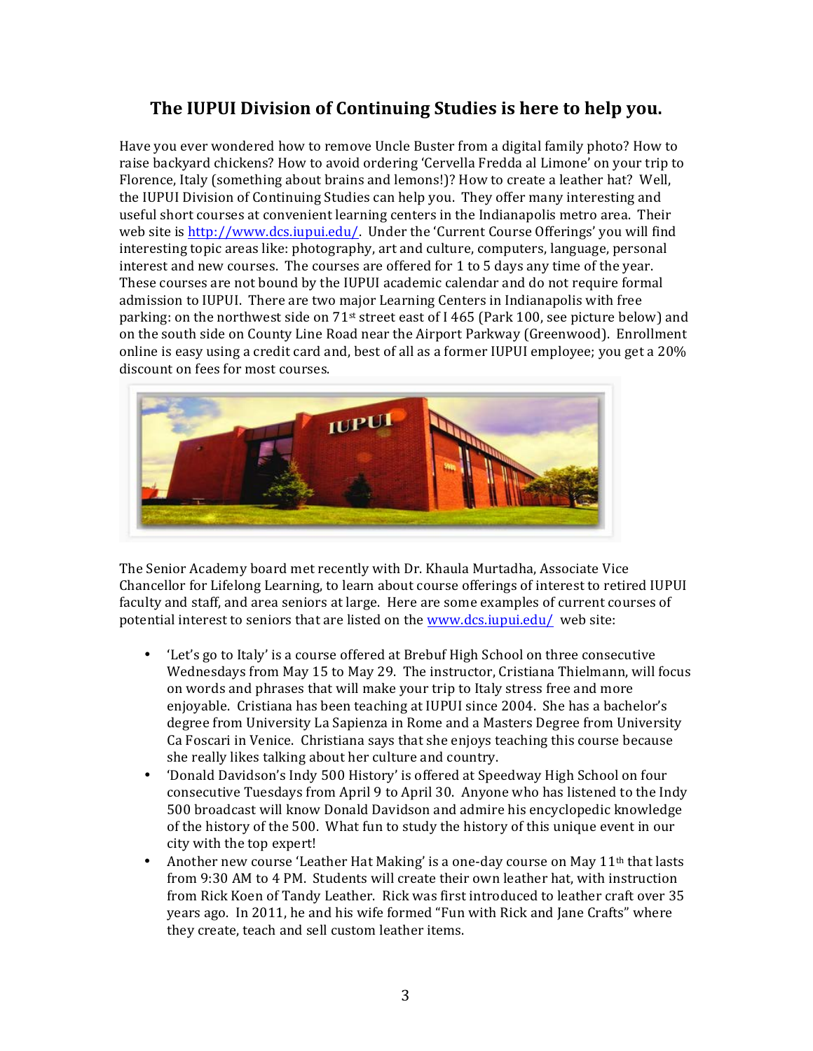## The IUPUI Division of Continuing Studies is here to help you.

Have you ever wondered how to remove Uncle Buster from a digital family photo? How to raise backyard chickens? How to avoid ordering 'Cervella Fredda al Limone' on your trip to Florence, Italy (something about brains and lemons!)? How to create a leather hat? Well, the IUPUI Division of Continuing Studies can help you. They offer many interesting and useful short courses at convenient learning centers in the Indianapolis metro area. Their web site is [http://www.dcs.iupui.edu/](http://www.dcs.iupui.edu/). Under the 'Current Course Offerings' you will find interesting topic areas like: photography, art and culture, computers, language, personal interest and new courses. The courses are offered for 1 to 5 days any time of the year. These courses are not bound by the IUPUI academic calendar and do not require formal admission to IUPUI. There are two major Learning Centers in Indianapolis with free parking: on the northwest side on 71st street east of I 465 (Park 100, see picture below) and on the south side on County Line Road near the Airport Parkway (Greenwood). Enrollment online is easy using a credit card and, best of all as a former IUPUI employee; you get a 20% discount on fees for most courses.

The Senior Academy board met recently with Dr. Khaula Murtadha, Associate Vice Chancellor for Lifelong Learning, to learn about course offerings of interest to retired IUPUI faculty and staff, and area seniors at large. Here are some examples of current courses of potential interest to seniors that are listed on the [www.dcs.iupui.edu/](http://www.dcs.iupui.edu/) web site:

- 'Let's go to Italy' is a course offered at Brebuf High School on three consecutive Wednesdays from May 15 to May 29. The instructor, Cristiana Thielmann, will focus on words and phrases that will make your trip to Italy stress free and more enjoyable. Cristiana has been teaching at IUPUI since 2004. She has a bachelor's degree from University La Sapienza in Rome and a Masters Degree from University Ca Foscari in Venice. Christiana says that she enjoys teaching this course because she really likes talking about her culture and country.
- 'Donald Davidson's Indy 500 History' is offered at Speedway High School on four consecutive Tuesdays from April 9 to April 30. Anyone who has listened to the Indy 500 broadcast will know Donald Davidson and admire his encyclopedic knowledge of the history of the 500. What fun to study the history of this unique event in our city with the top expert!
- Another new course 'Leather Hat Making' is a one-day course on May 11th that lasts from 9:30 AM to 4 PM. Students will create their own leather hat, with instruction from Rick Koen of Tandy Leather. Rick was first introduced to leather craft over 35 years ago. In 2011, he and his wife formed "Fun with Rick and Jane Crafts" where they create, teach and sell custom leather items.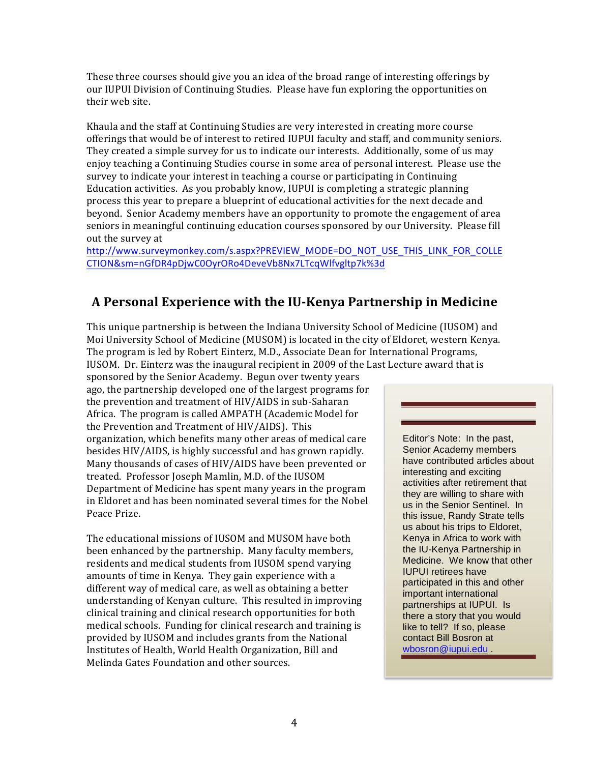These three courses should give you an idea of the broad range of interesting offerings by our IUPUI Division of Continuing Studies. Please have fun exploring the opportunities on their web site.

Khaula and the staff at Continuing Studies are very interested in creating more course offerings that would be of interest to retired IUPUI faculty and staff, and community seniors. They created a simple survey for us to indicate our interests. Additionally, some of us may enjoy teaching a Continuing Studies course in some area of personal interest. Please use the survey to indicate your interest in teaching a course or participating in Continuing Education activities. As you probably know, IUPUI is completing a strategic planning process this year to prepare a blueprint of educational activities for the next decade and beyond. Senior Academy members have an opportunity to promote the engagement of area seniors in meaningful continuing education courses sponsored by our University. Please fill out the survey at http://www.surveymonkey.com/s.aspx?PREVIEW_MODE=DO_NOT_USE_THIS_LINK_FOR_COLLECTION&sm=nGfDR4pDjwC0OyrORo4DeveVb8Nx7LTcqWlfvgltp7k%3d

## A Personal Experience with the IU-Kenya Partnership in Medicine

This unique partnership is between the Indiana University School of Medicine (IUSOM) and Moi University School of Medicine (MUSOM) is located in the city of Eldoret, western Kenya. The program is led by Robert Einterz, M.D., Associate Dean for International Programs, IUSOM. Dr. Einterz was the inaugural recipient in 2009 of the Last Lecture award that is sponsored by the Senior Academy. Begun over twenty years ago, the partnership developed one of the largest programs for the prevention and treatment of HIV/AIDS in sub-Saharan Africa. The program is called AMPATH (Academic Model for the Prevention and Treatment of HIV/AIDS). This organization, which benefits many other areas of medical care besides HIV/AIDS, is highly successful and has grown rapidly. Many thousands of cases of HIV/AIDS have been prevented or treated. Professor Joseph Mamlin, M.D. of the IUSOM Department of Medicine has spent many years in the program in Eldoret and has been nominated several times for the Nobel Peace Prize.

The educational missions of IUSOM and MUSOM have both been enhanced by the partnership. Many faculty members, residents and medical students from IUSOM spend varying amounts of time in Kenya. They gain experience with a different way of medical care, as well as obtaining a better understanding of Kenyan culture. This resulted in improving clinical training and clinical research opportunities for both medical schools. Funding for clinical research and training is provided by IUSOM and includes grants from the National Institutes of Health, World Health Organization, Bill and Melinda Gates Foundation and other sources.

Editor's Note: In the past, Senior Academy members have contributed articles about interesting and exciting activities after retirement that they are willing to share with us in the Senior Sentinel. In this issue, Randy Strate tells us about his trips to Eldoret, Kenya in Africa to work with the IU-Kenya Partnership in Medicine. We know that other IUPUI retirees have participated in this and other important international partnerships at IUPUI. Is there a story that you would like to tell? If so, please contact Bill Bosron at wbosron@iupui.edu .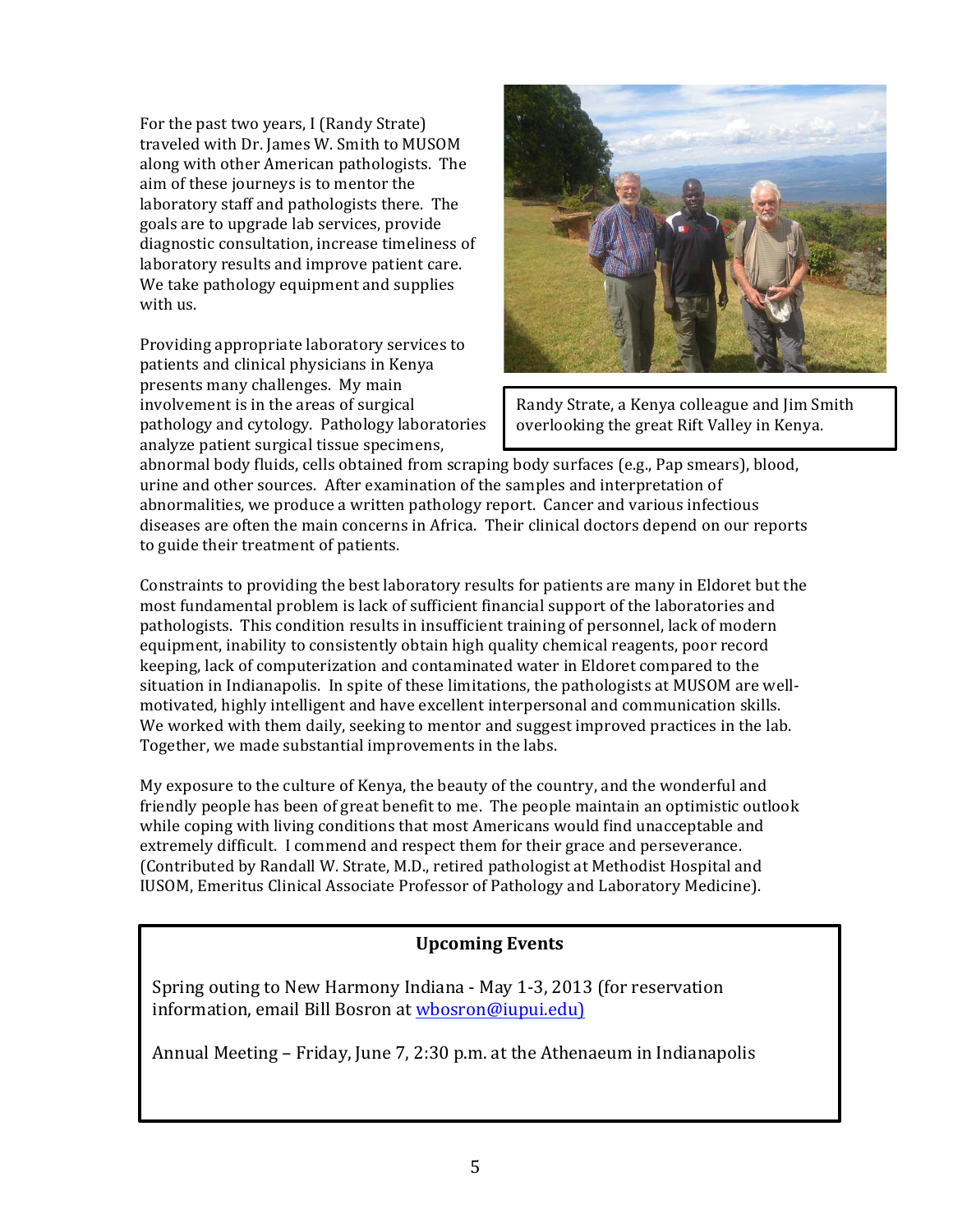For the past two years, I (Randy Strate) traveled with Dr. James W. Smith to MUSOM along with other American pathologists. The aim of these journeys is to mentor the laboratory staff and pathologists there. The goals are to upgrade lab services, provide diagnostic consultation, increase timeliness of laboratory results and improve patient care. We take pathology equipment and supplies with us.

Randy Strate, a Kenya colleague and Jim Smith overlooking the great Rift Valley in Kenya.

Providing appropriate laboratory services to patients and clinical physicians in Kenya presents many challenges. My main involvement is in the areas of surgical pathology and cytology. Pathology laboratories analyze patient surgical tissue specimens, abnormal body fluids, cells obtained from scraping body surfaces (e.g., Pap smears), blood, urine and other sources. After examination of the samples and interpretation of abnormalities, we produce a written pathology report. Cancer and various infectious diseases are often the main concerns in Africa. Their clinical doctors depend on our reports to guide their treatment of patients.

Constraints to providing the best laboratory results for patients are many in Eldoret but the most fundamental problem is lack of sufficient financial support of the laboratories and pathologists. This condition results in insufficient training of personnel, lack of modern equipment, inability to consistently obtain high quality chemical reagents, poor record keeping, lack of computerization and contaminated water in Eldoret compared to the situation in Indianapolis. In spite of these limitations, the pathologists at MUSOM are well-motivated, highly intelligent and have excellent interpersonal and communication skills. We worked with them daily, seeking to mentor and suggest improved practices in the lab. Together, we made substantial improvements in the labs.

My exposure to the culture of Kenya, the beauty of the country, and the wonderful and friendly people has been of great benefit to me. The people maintain an optimistic outlook while coping with living conditions that most Americans would find unacceptable and extremely difficult. I commend and respect them for their grace and perseverance. (Contributed by Randall W. Strate, M.D., retired pathologist at Methodist Hospital and IUSOM, Emeritus Clinical Associate Professor of Pathology and Laboratory Medicine).

**Upcoming Events**

Spring outing to New Harmony Indiana - May 1-3, 2013 (for reservation information, email Bill Bosron at wbosron@iupui.edu)

Annual Meeting – Friday, June 7, 2:30 p.m. at the Athenaeum in Indianapolis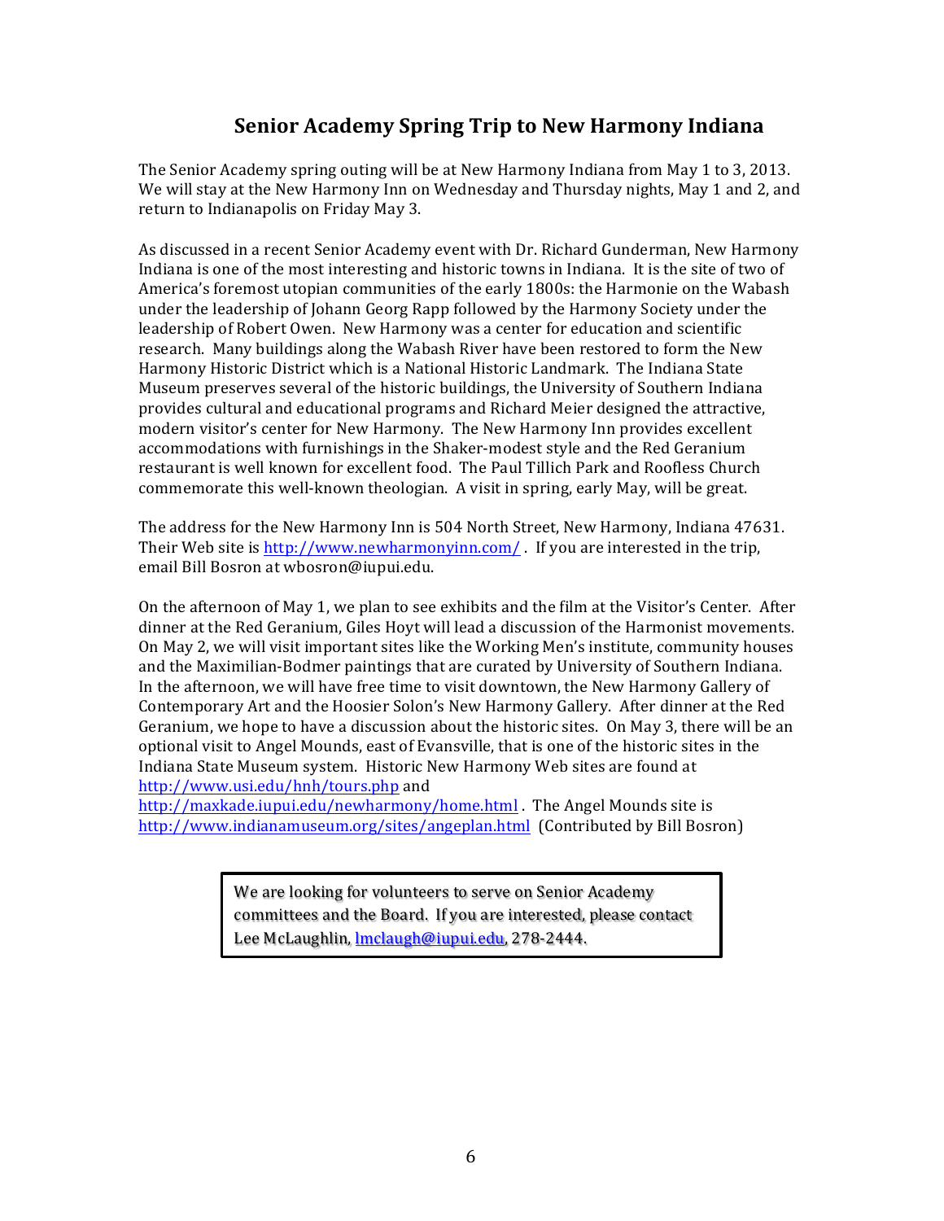## Senior Academy Spring Trip to New Harmony Indiana

The Senior Academy spring outing will be at New Harmony Indiana from May 1 to 3, 2013. We will stay at the New Harmony Inn on Wednesday and Thursday nights, May 1 and 2, and return to Indianapolis on Friday May 3.

As discussed in a recent Senior Academy event with Dr. Richard Gunderman, New Harmony Indiana is one of the most interesting and historic towns in Indiana. It is the site of two of America's foremost utopian communities of the early 1800s: the Harmonie on the Wabash under the leadership of Johann Georg Rapp followed by the Harmony Society under the leadership of Robert Owen. New Harmony was a center for education and scientific research. Many buildings along the Wabash River have been restored to form the New Harmony Historic District which is a National Historic Landmark. The Indiana State Museum preserves several of the historic buildings, the University of Southern Indiana provides cultural and educational programs and Richard Meier designed the attractive, modern visitor's center for New Harmony. The New Harmony Inn provides excellent accommodations with furnishings in the Shaker-modest style and the Red Geranium restaurant is well known for excellent food. The Paul Tillich Park and Roofless Church commemorate this well-known theologian. A visit in spring, early May, will be great.

The address for the New Harmony Inn is 504 North Street, New Harmony, Indiana 47631. Their Web site is http://www.newharmonyinn.com/ . If you are interested in the trip, email Bill Bosron at wbosron@iupui.edu.

On the afternoon of May 1, we plan to see exhibits and the film at the Visitor's Center. After dinner at the Red Geranium, Giles Hoyt will lead a discussion of the Harmonist movements. On May 2, we will visit important sites like the Working Men's institute, community houses and the Maximilian-Bodmer paintings that are curated by University of Southern Indiana. In the afternoon, we will have free time to visit downtown, the New Harmony Gallery of Contemporary Art and the Hoosier Solon's New Harmony Gallery. After dinner at the Red Geranium, we hope to have a discussion about the historic sites. On May 3, there will be an optional visit to Angel Mounds, east of Evansville, that is one of the historic sites in the Indiana State Museum system. Historic New Harmony Web sites are found at http://www.usi.edu/hnh/tours.php and http://maxkade.iupui.edu/newharmony/home.html . The Angel Mounds site is http://www.indianamuseum.org/sites/angeplan.html (Contributed by Bill Bosron)

We are looking for volunteers to serve on Senior Academy committees and the Board. If you are interested, please contact Lee McLaughlin, lmclaugh@iupui.edu, 278-2444.